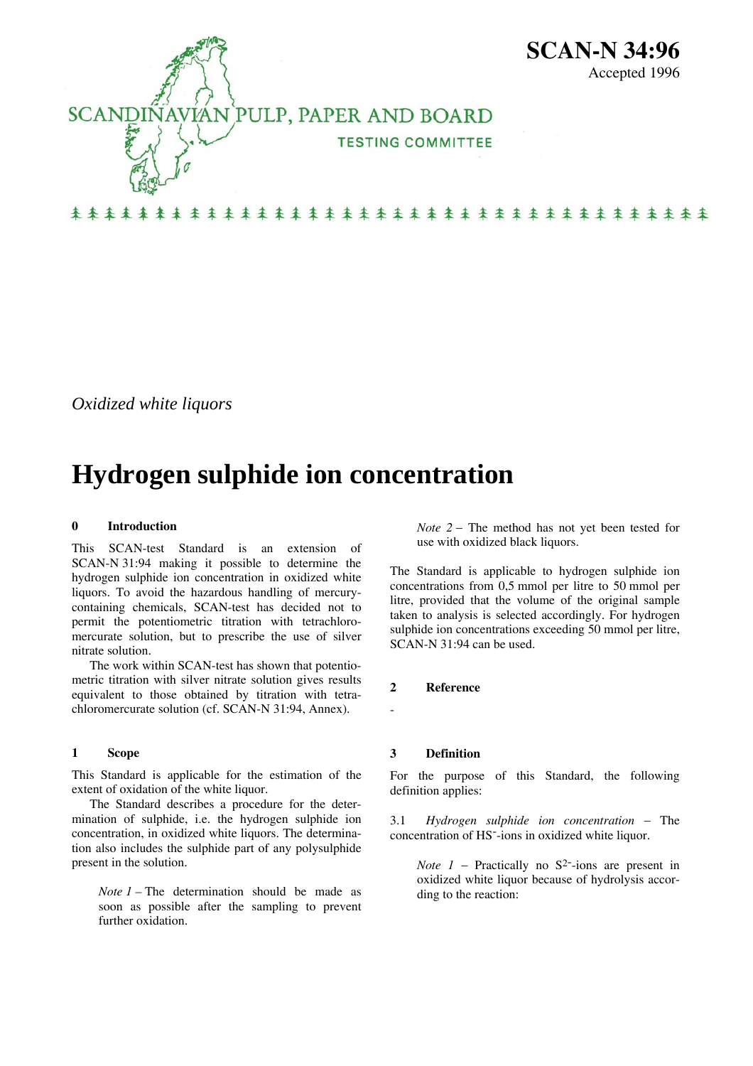# SCAN-N 34:96

Accepted 1996

SCANDINAVIAN PULP, PAPER AND BOARD

TESTING COMMITTEE

*Oxidized white liquors*

# Hydrogen sulphide ion concentration

## 0 Introduction

This SCAN-test Standard is an extension of SCAN-N 31:94 making it possible to determine the hydrogen sulphide ion concentration in oxidized white liquors. To avoid the hazardous handling of mercury-containing chemicals, SCAN-test has decided not to permit the potentiometric titration with tetrachloromercurate solution, but to prescribe the use of silver nitrate solution.

The work within SCAN-test has shown that potentiometric titration with silver nitrate solution gives results equivalent to those obtained by titration with tetrachloromercurate solution (cf. SCAN-N 31:94, Annex).

## 1 Scope

This Standard is applicable for the estimation of the extent of oxidation of the white liquor.

The Standard describes a procedure for the determination of sulphide, i.e. the hydrogen sulphide ion concentration, in oxidized white liquors. The determination also includes the sulphide part of any polysulphide present in the solution.

> *Note 1* – The determination should be made as soon as possible after the sampling to prevent further oxidation.

> *Note 2* – The method has not yet been tested for use with oxidized black liquors.

The Standard is applicable to hydrogen sulphide ion concentrations from 0,5 mmol per litre to 50 mmol per litre, provided that the volume of the original sample taken to analysis is selected accordingly. For hydrogen sulphide ion concentrations exceeding 50 mmol per litre, SCAN-N 31:94 can be used.

## 2 Reference

-

## 3 Definition

For the purpose of this Standard, the following definition applies:

3.1 *Hydrogen sulphide ion concentration* – The concentration of $HS^-$-ions in oxidized white liquor.

> *Note 1* – Practically no $S^{2-}$-ions are present in oxidized white liquor because of hydrolysis according to the reaction: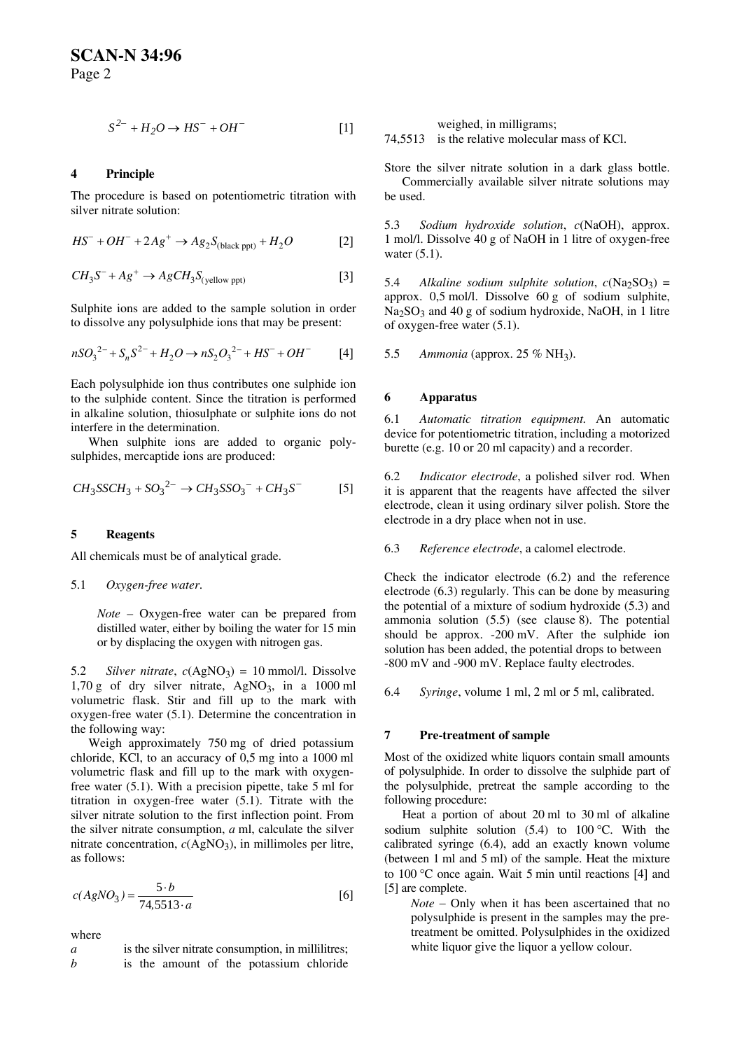$$S^{2-} + H_2O \rightarrow HS^- + OH^- \qquad [1]$$

## 4 Principle

The procedure is based on potentiometric titration with silver nitrate solution:

$$HS^- + OH^- + 2Ag^+ \rightarrow Ag_2S_{(\text{black ppt})} + H_2O \qquad [2]$$

$$CH_3S^- + Ag^+ \rightarrow AgCH_3S_{(\text{yellow ppt})} \qquad [3]$$

Sulphite ions are added to the sample solution in order to dissolve any polysulphide ions that may be present:

$$nSO_3^{\,2-} + S_nS^{2-} + H_2O \rightarrow nS_2O_3^{\,2-} + HS^- + OH^- \qquad [4]$$

Each polysulphide ion thus contributes one sulphide ion to the sulphide content. Since the titration is performed in alkaline solution, thiosulphate or sulphite ions do not interfere in the determination.

When sulphite ions are added to organic polysulphides, mercaptide ions are produced:

$$CH_3SSCH_3 + SO_3^{\,2-} \rightarrow CH_3SSO_3^{\,-} + CH_3S^- \qquad [5]$$

## 5 Reagents

All chemicals must be of analytical grade.

5.1 *Oxygen-free water*.

> *Note* – Oxygen-free water can be prepared from distilled water, either by boiling the water for 15 min or by displacing the oxygen with nitrogen gas.

5.2 *Silver nitrate*, $c(AgNO_3)$ = 10 mmol/l. Dissolve 1,70 g of dry silver nitrate, $AgNO_3$, in a 1000 ml volumetric flask. Stir and fill up to the mark with oxygen-free water (5.1). Determine the concentration in the following way:

Weigh approximately 750 mg of dried potassium chloride, KCl, to an accuracy of 0,5 mg into a 1000 ml volumetric flask and fill up to the mark with oxygen-free water (5.1). With a precision pipette, take 5 ml for titration in oxygen-free water (5.1). Titrate with the silver nitrate solution to the first inflection point. From the silver nitrate consumption, *a* ml, calculate the silver nitrate concentration, $c(AgNO_3)$, in millimoles per litre, as follows:

$$c(AgNO_3) = \frac{5 \cdot b}{74{,}5513 \cdot a} \qquad [6]$$

where

*a* is the silver nitrate consumption, in millilitres;
*b* is the amount of the potassium chloride weighed, in milligrams;
74,5513 is the relative molecular mass of KCl.

Store the silver nitrate solution in a dark glass bottle.

Commercially available silver nitrate solutions may be used.

5.3 *Sodium hydroxide solution*, $c$(NaOH), approx. 1 mol/l. Dissolve 40 g of NaOH in 1 litre of oxygen-free water (5.1).

5.4 *Alkaline sodium sulphite solution*, $c(Na_2SO_3)$ = approx. 0,5 mol/l. Dissolve 60 g of sodium sulphite, $Na_2SO_3$ and 40 g of sodium hydroxide, NaOH, in 1 litre of oxygen-free water (5.1).

5.5 *Ammonia* (approx. 25 % $NH_3$).

## 6 Apparatus

6.1 *Automatic titration equipment.* An automatic device for potentiometric titration, including a motorized burette (e.g. 10 or 20 ml capacity) and a recorder.

6.2 *Indicator electrode*, a polished silver rod. When it is apparent that the reagents have affected the silver electrode, clean it using ordinary silver polish. Store the electrode in a dry place when not in use.

6.3 *Reference electrode*, a calomel electrode.

Check the indicator electrode (6.2) and the reference electrode (6.3) regularly. This can be done by measuring the potential of a mixture of sodium hydroxide (5.3) and ammonia solution (5.5) (see clause 8). The potential should be approx. -200 mV. After the sulphide ion solution has been added, the potential drops to between -800 mV and -900 mV. Replace faulty electrodes.

6.4 *Syringe*, volume 1 ml, 2 ml or 5 ml, calibrated.

## 7 Pre-treatment of sample

Most of the oxidized white liquors contain small amounts of polysulphide. In order to dissolve the sulphide part of the polysulphide, pretreat the sample according to the following procedure:

Heat a portion of about 20 ml to 30 ml of alkaline sodium sulphite solution (5.4) to 100 °C. With the calibrated syringe (6.4), add an exactly known volume (between 1 ml and 5 ml) of the sample. Heat the mixture to 100 °C once again. Wait 5 min until reactions [4] and [5] are complete.

> *Note* – Only when it has been ascertained that no polysulphide is present in the samples may the pretreatment be omitted. Polysulphides in the oxidized white liquor give the liquor a yellow colour.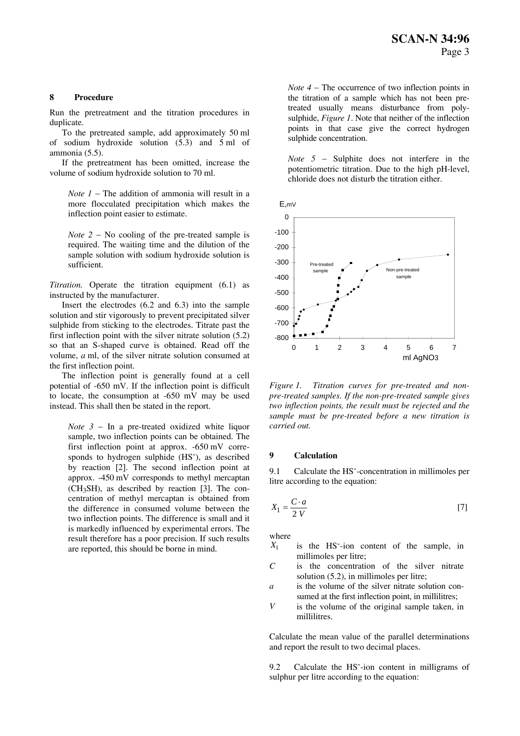## 8 Procedure

Run the pretreatment and the titration procedures in duplicate.

To the pretreated sample, add approximately 50 ml of sodium hydroxide solution (5.3) and 5 ml of ammonia (5.5).

If the pretreatment has been omitted, increase the volume of sodium hydroxide solution to 70 ml.

> *Note 1* – The addition of ammonia will result in a more flocculated precipitation which makes the inflection point easier to estimate.

> *Note 2* – No cooling of the pre-treated sample is required. The waiting time and the dilution of the sample solution with sodium hydroxide solution is sufficient.

*Titration.* Operate the titration equipment (6.1) as instructed by the manufacturer.

Insert the electrodes (6.2 and 6.3) into the sample solution and stir vigorously to prevent precipitated silver sulphide from sticking to the electrodes. Titrate past the first inflection point with the silver nitrate solution (5.2) so that an S-shaped curve is obtained. Read off the volume, *a* ml, of the silver nitrate solution consumed at the first inflection point.

The inflection point is generally found at a cell potential of -650 mV. If the inflection point is difficult to locate, the consumption at -650 mV may be used instead. This shall then be stated in the report.

> *Note 3* – In a pre-treated oxidized white liquor sample, two inflection points can be obtained. The first inflection point at approx. -650 mV corresponds to hydrogen sulphide ($HS^-$), as described by reaction [2]. The second inflection point at approx. -450 mV corresponds to methyl mercaptan ($CH_3SH$), as described by reaction [3]. The concentration of methyl mercaptan is obtained from the difference in consumed volume between the two inflection points. The difference is small and it is markedly influenced by experimental errors. The result therefore has a poor precision. If such results are reported, this should be borne in mind.

> *Note 4* – The occurrence of two inflection points in the titration of a sample which has not been pre-treated usually means disturbance from polysulphide, *Figure 1*. Note that neither of the inflection points in that case give the correct hydrogen sulphide concentration.

> *Note 5* – Sulphite does not interfere in the potentiometric titration. Due to the high pH-level, chloride does not disturb the titration either.

*Figure 1. Titration curves for pre-treated and non-pre-treated samples. If the non-pre-treated sample gives two inflection points, the result must be rejected and the sample must be pre-treated before a new titration is carried out.*

## 9 Calculation

9.1 Calculate the $HS^-$-concentration in millimoles per litre according to the equation:

$$X_1 = \frac{C \cdot a}{2\,V} \qquad [7]$$

where

- $X_1$ is the $HS^-$-ion content of the sample, in millimoles per litre;
- $C$ is the concentration of the silver nitrate solution (5.2), in millimoles per litre;
- $a$ is the volume of the silver nitrate solution consumed at the first inflection point, in millilitres;
- $V$ is the volume of the original sample taken, in millilitres.

Calculate the mean value of the parallel determinations and report the result to two decimal places.

9.2 Calculate the $HS^-$-ion content in milligrams of sulphur per litre according to the equation: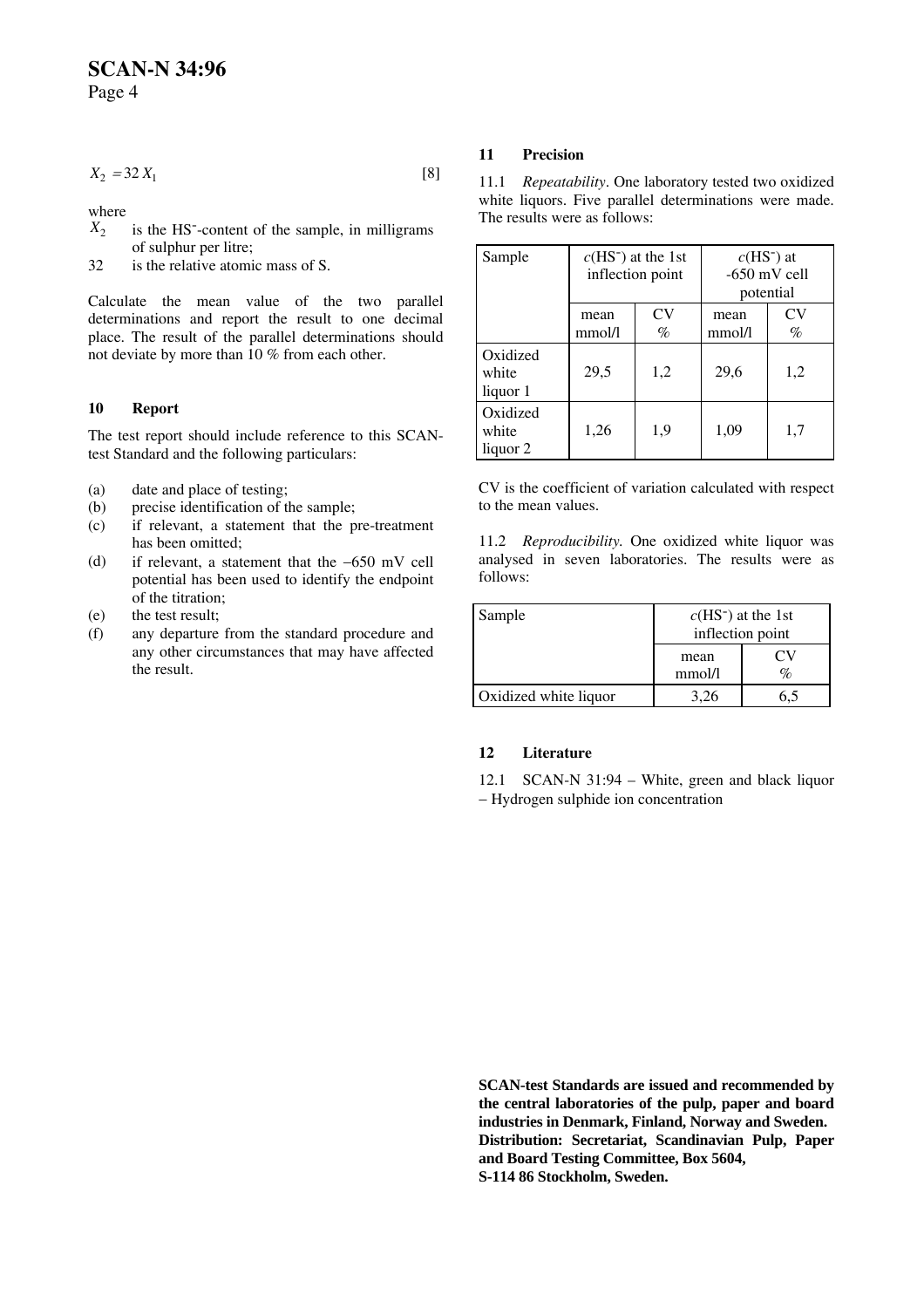$$X_2 = 32\,X_1 \qquad [8]$$

where

$X_2$ is the $HS^-$-content of the sample, in milligrams of sulphur per litre;

32 is the relative atomic mass of S.

Calculate the mean value of the two parallel determinations and report the result to one decimal place. The result of the parallel determinations should not deviate by more than 10 % from each other.

## 10 Report

The test report should include reference to this SCAN-test Standard and the following particulars:

(a) date and place of testing;
(b) precise identification of the sample;
(c) if relevant, a statement that the pre-treatment has been omitted;
(d) if relevant, a statement that the −650 mV cell potential has been used to identify the endpoint of the titration;
(e) the test result;
(f) any departure from the standard procedure and any other circumstances that may have affected the result.

## 11 Precision

11.1 *Repeatability*. One laboratory tested two oxidized white liquors. Five parallel determinations were made. The results were as follows:

| Sample | $c(HS^-)$ at the 1st inflection point | | $c(HS^-)$ at -650 mV cell potential | |
|---|---|---|---|---|
| | mean mmol/l | CV % | mean mmol/l | CV % |
| Oxidized white liquor 1 | 29,5 | 1,2 | 29,6 | 1,2 |
| Oxidized white liquor 2 | 1,26 | 1,9 | 1,09 | 1,7 |

CV is the coefficient of variation calculated with respect to the mean values.

11.2 *Reproducibility.* One oxidized white liquor was analysed in seven laboratories. The results were as follows:

| Sample | $c(HS^-)$ at the 1st inflection point | |
|---|---|---|
| | mean mmol/l | CV % |
| Oxidized white liquor | 3,26 | 6,5 |

## 12 Literature

12.1 SCAN-N 31:94 – White, green and black liquor – Hydrogen sulphide ion concentration

**SCAN-test Standards are issued and recommended by the central laboratories of the pulp, paper and board industries in Denmark, Finland, Norway and Sweden. Distribution: Secretariat, Scandinavian Pulp, Paper and Board Testing Committee, Box 5604, S-114 86 Stockholm, Sweden.**